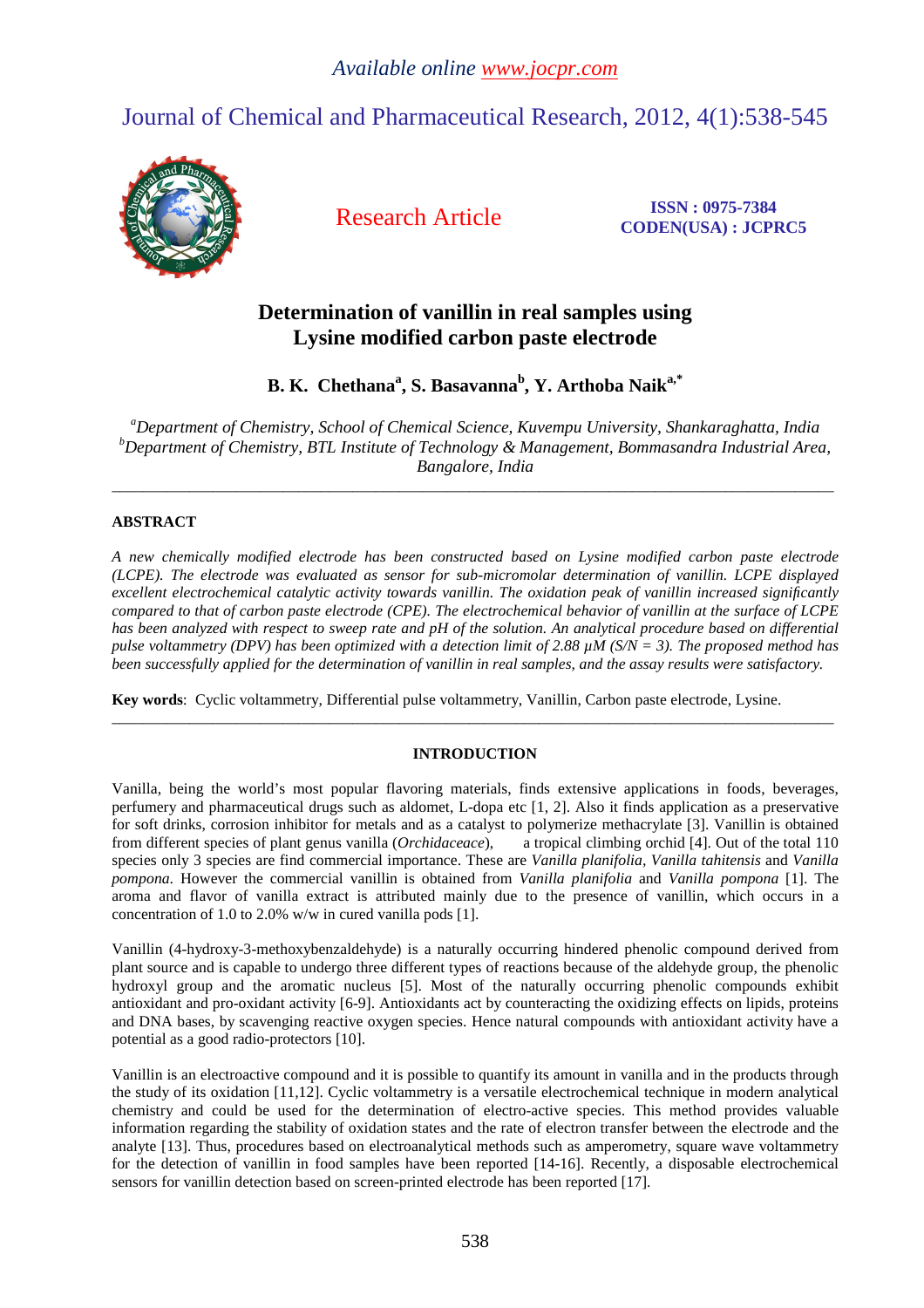*Available online www.jocpr.com*

# Journal of Chemical and Pharmaceutical Research, 2012, 4(1):538-545

**Research Article**

**ISSN : 0975-7384**
**CODEN(USA) : JCPRC5**

# Determination of vanillin in real samples using Lysine modified carbon paste electrode

**B. K. Chethana[a], S. Basavanna[b], Y. Arthoba Naik[a,*]**

*[a]Department of Chemistry, School of Chemical Science, Kuvempu University, Shankaraghatta, India*
*[b]Department of Chemistry, BTL Institute of Technology & Management, Bommasandra Industrial Area, Bangalore, India*

---

## ABSTRACT

*A new chemically modified electrode has been constructed based on Lysine modified carbon paste electrode (LCPE). The electrode was evaluated as sensor for sub-micromolar determination of vanillin. LCPE displayed excellent electrochemical catalytic activity towards vanillin. The oxidation peak of vanillin increased significantly compared to that of carbon paste electrode (CPE). The electrochemical behavior of vanillin at the surface of LCPE has been analyzed with respect to sweep rate and pH of the solution. An analytical procedure based on differential pulse voltammetry (DPV) has been optimized with a detection limit of 2.88 µM (S/N = 3). The proposed method has been successfully applied for the determination of vanillin in real samples, and the assay results were satisfactory.*

**Key words**: Cyclic voltammetry, Differential pulse voltammetry, Vanillin, Carbon paste electrode, Lysine.

---

## INTRODUCTION

Vanilla, being the world's most popular flavoring materials, finds extensive applications in foods, beverages, perfumery and pharmaceutical drugs such as aldomet, L-dopa etc [1, 2]. Also it finds application as a preservative for soft drinks, corrosion inhibitor for metals and as a catalyst to polymerize methacrylate [3]. Vanillin is obtained from different species of plant genus vanilla (*Orchidaceace*), a tropical climbing orchid [4]. Out of the total 110 species only 3 species are find commercial importance. These are *Vanilla planifolia*, *Vanilla tahitensis* and *Vanilla pompona*. However the commercial vanillin is obtained from *Vanilla planifolia* and *Vanilla pompona* [1]. The aroma and flavor of vanilla extract is attributed mainly due to the presence of vanillin, which occurs in a concentration of 1.0 to 2.0% w/w in cured vanilla pods [1].

Vanillin (4-hydroxy-3-methoxybenzaldehyde) is a naturally occurring hindered phenolic compound derived from plant source and is capable to undergo three different types of reactions because of the aldehyde group, the phenolic hydroxyl group and the aromatic nucleus [5]. Most of the naturally occurring phenolic compounds exhibit antioxidant and pro-oxidant activity [6-9]. Antioxidants act by counteracting the oxidizing effects on lipids, proteins and DNA bases, by scavenging reactive oxygen species. Hence natural compounds with antioxidant activity have a potential as a good radio-protectors [10].

Vanillin is an electroactive compound and it is possible to quantify its amount in vanilla and in the products through the study of its oxidation [11,12]. Cyclic voltammetry is a versatile electrochemical technique in modern analytical chemistry and could be used for the determination of electro-active species. This method provides valuable information regarding the stability of oxidation states and the rate of electron transfer between the electrode and the analyte [13]. Thus, procedures based on electroanalytical methods such as amperometry, square wave voltammetry for the detection of vanillin in food samples have been reported [14-16]. Recently, a disposable electrochemical sensors for vanillin detection based on screen-printed electrode has been reported [17].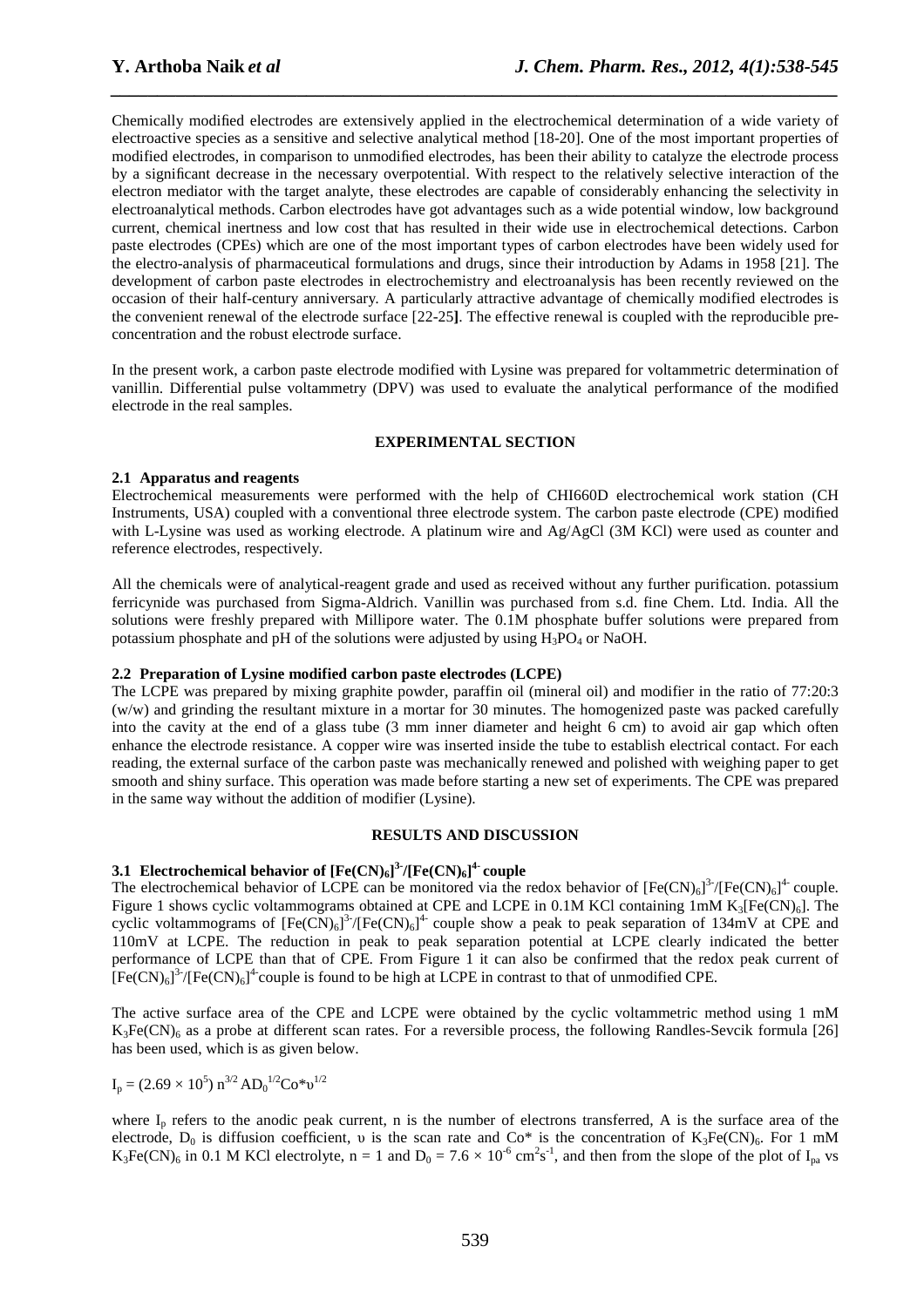Chemically modified electrodes are extensively applied in the electrochemical determination of a wide variety of electroactive species as a sensitive and selective analytical method [18-20]. One of the most important properties of modified electrodes, in comparison to unmodified electrodes, has been their ability to catalyze the electrode process by a significant decrease in the necessary overpotential. With respect to the relatively selective interaction of the electron mediator with the target analyte, these electrodes are capable of considerably enhancing the selectivity in electroanalytical methods. Carbon electrodes have got advantages such as a wide potential window, low background current, chemical inertness and low cost that has resulted in their wide use in electrochemical detections. Carbon paste electrodes (CPEs) which are one of the most important types of carbon electrodes have been widely used for the electro-analysis of pharmaceutical formulations and drugs, since their introduction by Adams in 1958 [21]. The development of carbon paste electrodes in electrochemistry and electroanalysis has been recently reviewed on the occasion of their half-century anniversary. A particularly attractive advantage of chemically modified electrodes is the convenient renewal of the electrode surface [22-25]. The effective renewal is coupled with the reproducible pre-concentration and the robust electrode surface.

In the present work, a carbon paste electrode modified with Lysine was prepared for voltammetric determination of vanillin. Differential pulse voltammetry (DPV) was used to evaluate the analytical performance of the modified electrode in the real samples.

## EXPERIMENTAL SECTION

### 2.1 Apparatus and reagents

Electrochemical measurements were performed with the help of CHI660D electrochemical work station (CH Instruments, USA) coupled with a conventional three electrode system. The carbon paste electrode (CPE) modified with L-Lysine was used as working electrode. A platinum wire and Ag/AgCl (3M KCl) were used as counter and reference electrodes, respectively.

All the chemicals were of analytical-reagent grade and used as received without any further purification. potassium ferricynide was purchased from Sigma-Aldrich. Vanillin was purchased from s.d. fine Chem. Ltd. India. All the solutions were freshly prepared with Millipore water. The 0.1M phosphate buffer solutions were prepared from potassium phosphate and pH of the solutions were adjusted by using $H_3PO_4$ or NaOH.

### 2.2 Preparation of Lysine modified carbon paste electrodes (LCPE)

The LCPE was prepared by mixing graphite powder, paraffin oil (mineral oil) and modifier in the ratio of 77:20:3 (w/w) and grinding the resultant mixture in a mortar for 30 minutes. The homogenized paste was packed carefully into the cavity at the end of a glass tube (3 mm inner diameter and height 6 cm) to avoid air gap which often enhance the electrode resistance. A copper wire was inserted inside the tube to establish electrical contact. For each reading, the external surface of the carbon paste was mechanically renewed and polished with weighing paper to get smooth and shiny surface. This operation was made before starting a new set of experiments. The CPE was prepared in the same way without the addition of modifier (Lysine).

## RESULTS AND DISCUSSION

### 3.1 Electrochemical behavior of $[Fe(CN)_6]^{3-}/[Fe(CN)_6]^{4-}$ couple

The electrochemical behavior of LCPE can be monitored via the redox behavior of $[Fe(CN)_6]^{3-}/[Fe(CN)_6]^{4-}$ couple. Figure 1 shows cyclic voltammograms obtained at CPE and LCPE in 0.1M KCl containing 1mM $K_3[Fe(CN)_6]$. The cyclic voltammograms of $[Fe(CN)_6]^{3-}/[Fe(CN)_6]^{4-}$ couple show a peak to peak separation of 134mV at CPE and 110mV at LCPE. The reduction in peak to peak separation potential at LCPE clearly indicated the better performance of LCPE than that of CPE. From Figure 1 it can also be confirmed that the redox peak current of $[Fe(CN)_6]^{3-}/[Fe(CN)_6]^{4-}$couple is found to be high at LCPE in contrast to that of unmodified CPE.

The active surface area of the CPE and LCPE were obtained by the cyclic voltammetric method using 1 mM $K_3Fe(CN)_6$ as a probe at different scan rates. For a reversible process, the following Randles-Sevcik formula [26] has been used, which is as given below.

$$I_p = (2.69 \times 10^5)\, n^{3/2} A D_0^{1/2} Co^* \upsilon^{1/2}$$

where $I_p$ refers to the anodic peak current, n is the number of electrons transferred, A is the surface area of the electrode, $D_0$ is diffusion coefficient, $\upsilon$ is the scan rate and $Co^*$ is the concentration of $K_3Fe(CN)_6$. For 1 mM $K_3Fe(CN)_6$ in 0.1 M KCl electrolyte, n = 1 and $D_0 = 7.6 \times 10^{-6}$ $cm^2s^{-1}$, and then from the slope of the plot of $I_{pa}$ vs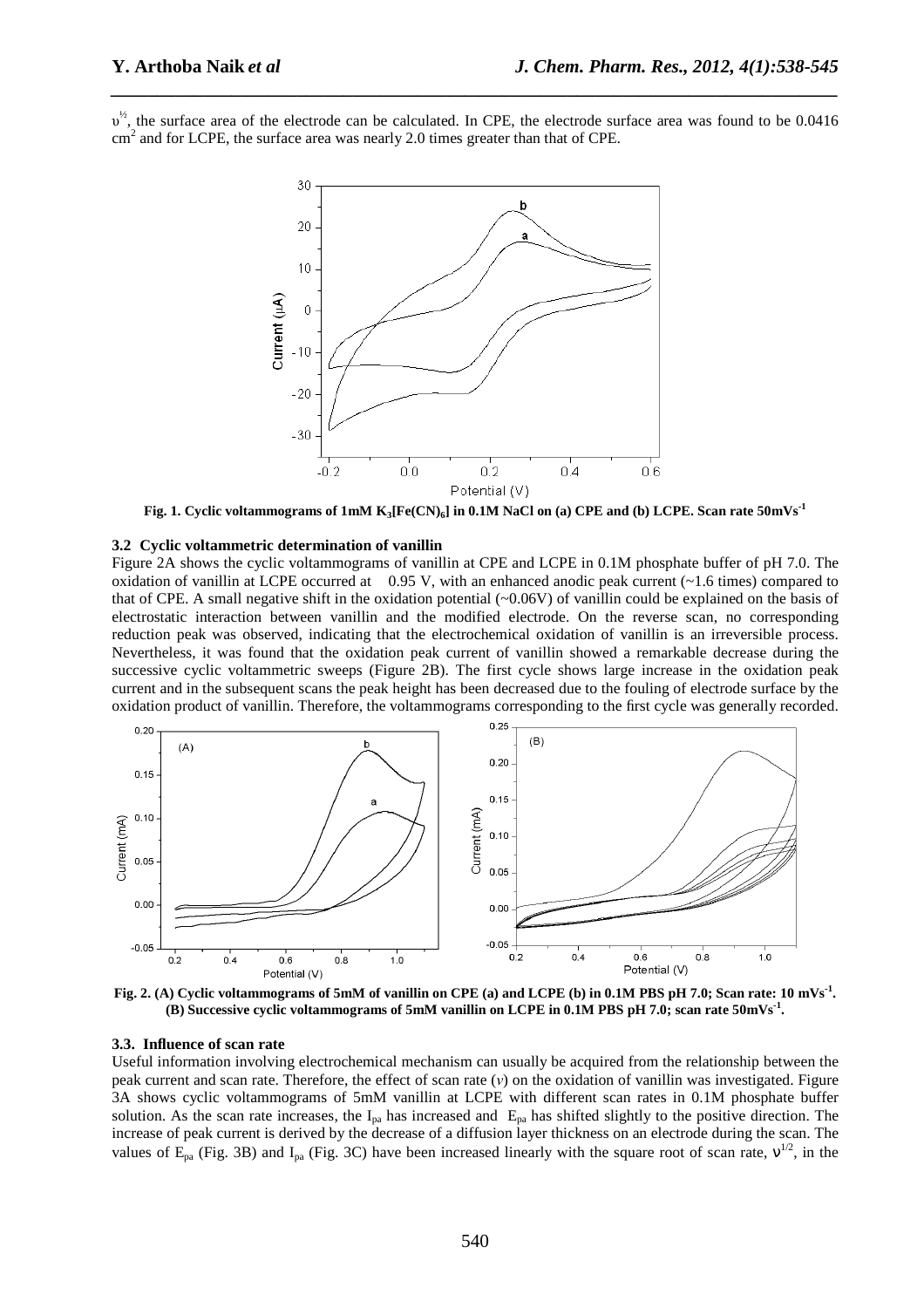$\upsilon^{½}$, the surface area of the electrode can be calculated. In CPE, the electrode surface area was found to be 0.0416 $cm^2$ and for LCPE, the surface area was nearly 2.0 times greater than that of CPE.

**Fig. 1. Cyclic voltammograms of 1mM $K_3[Fe(CN)_6]$ in 0.1M NaCl on (a) CPE and (b) LCPE. Scan rate 50mVs$^{-1}$**

### 3.2 Cyclic voltammetric determination of vanillin

Figure 2A shows the cyclic voltammograms of vanillin at CPE and LCPE in 0.1M phosphate buffer of pH 7.0. The oxidation of vanillin at LCPE occurred at 0.95 V, with an enhanced anodic peak current (~1.6 times) compared to that of CPE. A small negative shift in the oxidation potential (~0.06V) of vanillin could be explained on the basis of electrostatic interaction between vanillin and the modified electrode. On the reverse scan, no corresponding reduction peak was observed, indicating that the electrochemical oxidation of vanillin is an irreversible process. Nevertheless, it was found that the oxidation peak current of vanillin showed a remarkable decrease during the successive cyclic voltammetric sweeps (Figure 2B). The first cycle shows large increase in the oxidation peak current and in the subsequent scans the peak height has been decreased due to the fouling of electrode surface by the oxidation product of vanillin. Therefore, the voltammograms corresponding to the first cycle was generally recorded.

**Fig. 2. (A) Cyclic voltammograms of 5mM of vanillin on CPE (a) and LCPE (b) in 0.1M PBS pH 7.0; Scan rate: 10 mVs$^{-1}$. (B) Successive cyclic voltammograms of 5mM vanillin on LCPE in 0.1M PBS pH 7.0; scan rate 50mVs$^{-1}$.**

### 3.3. Influence of scan rate

Useful information involving electrochemical mechanism can usually be acquired from the relationship between the peak current and scan rate. Therefore, the effect of scan rate ($\nu$) on the oxidation of vanillin was investigated. Figure 3A shows cyclic voltammograms of 5mM vanillin at LCPE with different scan rates in 0.1M phosphate buffer solution. As the scan rate increases, the $I_{pa}$ has increased and $E_{pa}$ has shifted slightly to the positive direction. The increase of peak current is derived by the decrease of a diffusion layer thickness on an electrode during the scan. The values of $E_{pa}$ (Fig. 3B) and $I_{pa}$ (Fig. 3C) have been increased linearly with the square root of scan rate, $\nu^{1/2}$, in the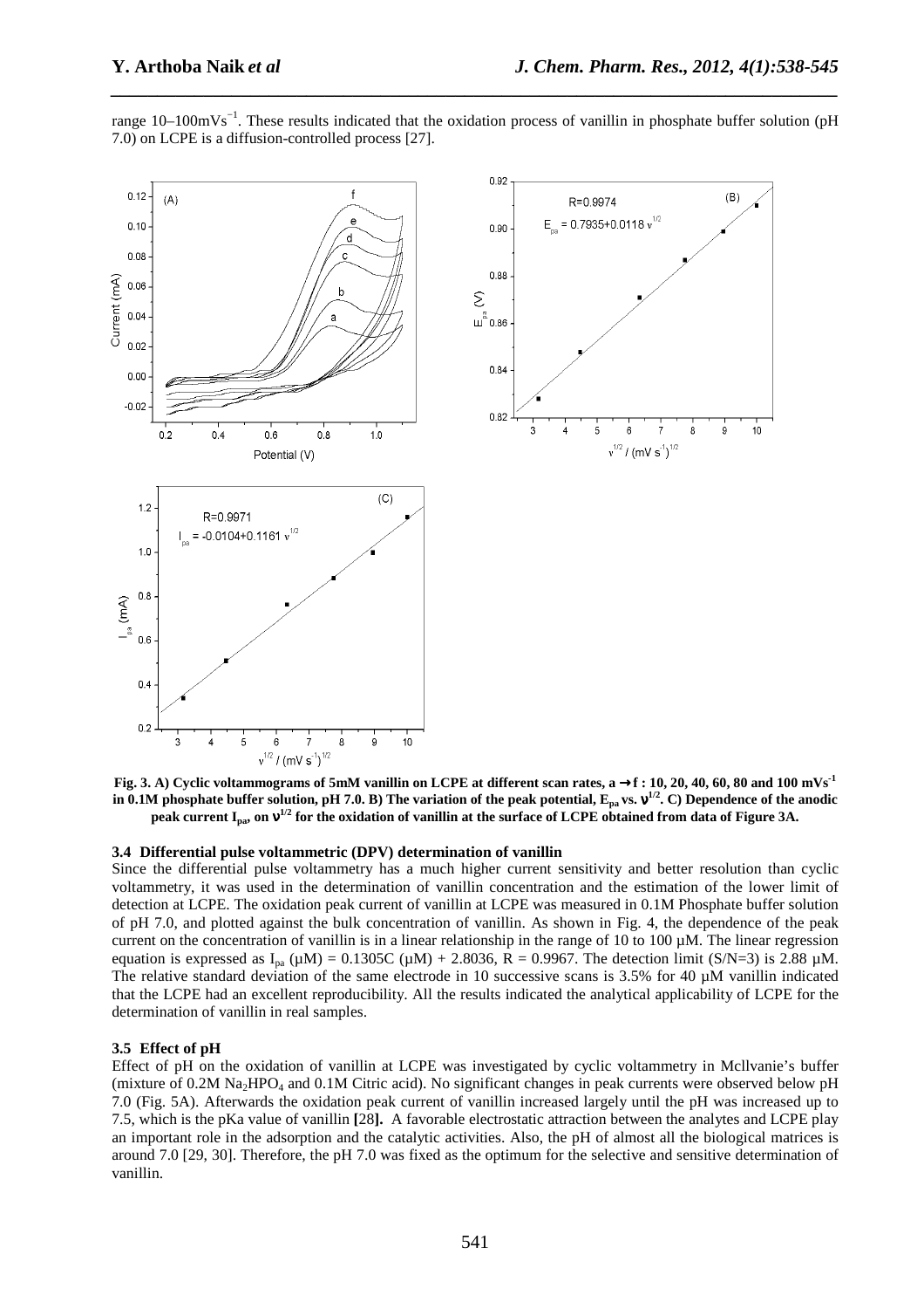range 10–100mVs$^{-1}$. These results indicated that the oxidation process of vanillin in phosphate buffer solution (pH 7.0) on LCPE is a diffusion-controlled process [27].

**Fig. 3. A) Cyclic voltammograms of 5mM vanillin on LCPE at different scan rates, a → f : 10, 20, 40, 60, 80 and 100 mVs$^{-1}$ in 0.1M phosphate buffer solution, pH 7.0. B) The variation of the peak potential, $E_{pa}$ vs. $\nu^{1/2}$. C) Dependence of the anodic peak current $I_{pa}$, on $\nu^{1/2}$ for the oxidation of vanillin at the surface of LCPE obtained from data of Figure 3A.**

### 3.4 Differential pulse voltammetric (DPV) determination of vanillin

Since the differential pulse voltammetry has a much higher current sensitivity and better resolution than cyclic voltammetry, it was used in the determination of vanillin concentration and the estimation of the lower limit of detection at LCPE. The oxidation peak current of vanillin at LCPE was measured in 0.1M Phosphate buffer solution of pH 7.0, and plotted against the bulk concentration of vanillin. As shown in Fig. 4, the dependence of the peak current on the concentration of vanillin is in a linear relationship in the range of 10 to 100 µM. The linear regression equation is expressed as $I_{pa}$ (µM) = 0.1305C (µM) + 2.8036, R = 0.9967. The detection limit (S/N=3) is 2.88 µM. The relative standard deviation of the same electrode in 10 successive scans is 3.5% for 40 µM vanillin indicated that the LCPE had an excellent reproducibility. All the results indicated the analytical applicability of LCPE for the determination of vanillin in real samples.

### 3.5 Effect of pH

Effect of pH on the oxidation of vanillin at LCPE was investigated by cyclic voltammetry in Mcllvanie's buffer (mixture of 0.2M $Na_2HPO_4$ and 0.1M Citric acid). No significant changes in peak currents were observed below pH 7.0 (Fig. 5A). Afterwards the oxidation peak current of vanillin increased largely until the pH was increased up to 7.5, which is the pKa value of vanillin **[**28**]**. A favorable electrostatic attraction between the analytes and LCPE play an important role in the adsorption and the catalytic activities. Also, the pH of almost all the biological matrices is around 7.0 [29, 30]. Therefore, the pH 7.0 was fixed as the optimum for the selective and sensitive determination of vanillin.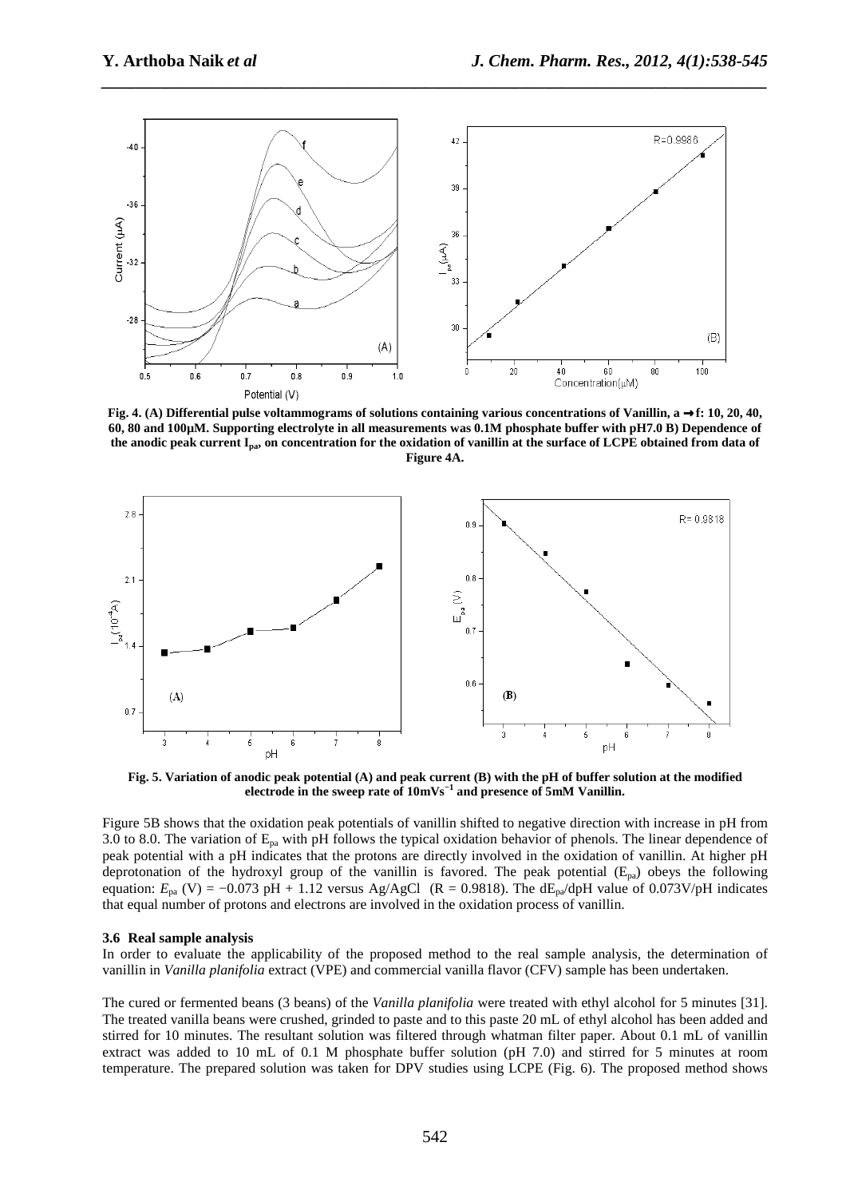**Fig. 4. (A) Differential pulse voltammograms of solutions containing various concentrations of Vanillin, a → f: 10, 20, 40, 60, 80 and 100μM. Supporting electrolyte in all measurements was 0.1M phosphate buffer with pH7.0 B) Dependence of the anodic peak current $I_{pa}$, on concentration for the oxidation of vanillin at the surface of LCPE obtained from data of Figure 4A.**

**Fig. 5. Variation of anodic peak potential (A) and peak current (B) with the pH of buffer solution at the modified electrode in the sweep rate of $10mVs^{-1}$ and presence of 5mM Vanillin.**

Figure 5B shows that the oxidation peak potentials of vanillin shifted to negative direction with increase in pH from 3.0 to 8.0. The variation of $E_{pa}$ with pH follows the typical oxidation behavior of phenols. The linear dependence of peak potential with a pH indicates that the protons are directly involved in the oxidation of vanillin. At higher pH deprotonation of the hydroxyl group of the vanillin is favored. The peak potential ($E_{pa}$) obeys the following equation: $E_{pa}$ (V) = −0.073 pH + 1.12 versus Ag/AgCl (R = 0.9818). The $dE_{pa}/dpH$ value of 0.073V/pH indicates that equal number of protons and electrons are involved in the oxidation process of vanillin.

### 3.6 Real sample analysis

In order to evaluate the applicability of the proposed method to the real sample analysis, the determination of vanillin in *Vanilla planifolia* extract (VPE) and commercial vanilla flavor (CFV) sample has been undertaken.

The cured or fermented beans (3 beans) of the *Vanilla planifolia* were treated with ethyl alcohol for 5 minutes [31]. The treated vanilla beans were crushed, grinded to paste and to this paste 20 mL of ethyl alcohol has been added and stirred for 10 minutes. The resultant solution was filtered through whatman filter paper. About 0.1 mL of vanillin extract was added to 10 mL of 0.1 M phosphate buffer solution (pH 7.0) and stirred for 5 minutes at room temperature. The prepared solution was taken for DPV studies using LCPE (Fig. 6). The proposed method shows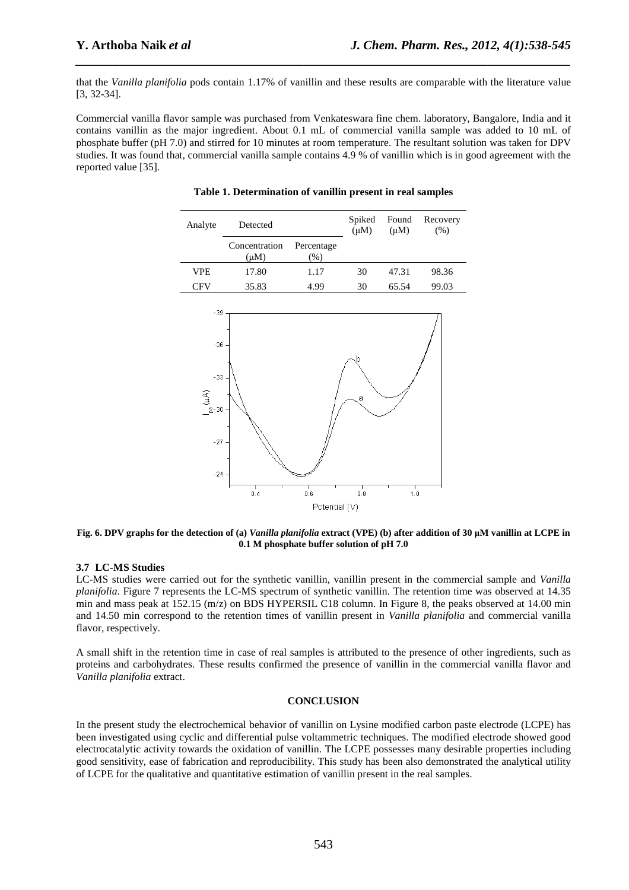that the *Vanilla planifolia* pods contain 1.17% of vanillin and these results are comparable with the literature value [3, 32-34].

Commercial vanilla flavor sample was purchased from Venkateswara fine chem. laboratory, Bangalore, India and it contains vanillin as the major ingredient. About 0.1 mL of commercial vanilla sample was added to 10 mL of phosphate buffer (pH 7.0) and stirred for 10 minutes at room temperature. The resultant solution was taken for DPV studies. It was found that, commercial vanilla sample contains 4.9 % of vanillin which is in good agreement with the reported value [35].

**Table 1. Determination of vanillin present in real samples**

| Analyte | Detected | | Spiked (μM) | Found (μM) | Recovery (%) |
|---|---|---|---|---|---|
| | Concentration (μM) | Percentage (%) | | | |
| VPE | 17.80 | 1.17 | 30 | 47.31 | 98.36 |
| CFV | 35.83 | 4.99 | 30 | 65.54 | 99.03 |

**Fig. 6. DPV graphs for the detection of (a) *Vanilla planifolia* extract (VPE) (b) after addition of 30 μM vanillin at LCPE in 0.1 M phosphate buffer solution of pH 7.0**

### 3.7 LC-MS Studies

LC-MS studies were carried out for the synthetic vanillin, vanillin present in the commercial sample and *Vanilla planifolia*. Figure 7 represents the LC-MS spectrum of synthetic vanillin. The retention time was observed at 14.35 min and mass peak at 152.15 (m/z) on BDS HYPERSIL C18 column. In Figure 8, the peaks observed at 14.00 min and 14.50 min correspond to the retention times of vanillin present in *Vanilla planifolia* and commercial vanilla flavor, respectively.

A small shift in the retention time in case of real samples is attributed to the presence of other ingredients, such as proteins and carbohydrates. These results confirmed the presence of vanillin in the commercial vanilla flavor and *Vanilla planifolia* extract.

## CONCLUSION

In the present study the electrochemical behavior of vanillin on Lysine modified carbon paste electrode (LCPE) has been investigated using cyclic and differential pulse voltammetric techniques. The modified electrode showed good electrocatalytic activity towards the oxidation of vanillin. The LCPE possesses many desirable properties including good sensitivity, ease of fabrication and reproducibility. This study has been also demonstrated the analytical utility of LCPE for the qualitative and quantitative estimation of vanillin present in the real samples.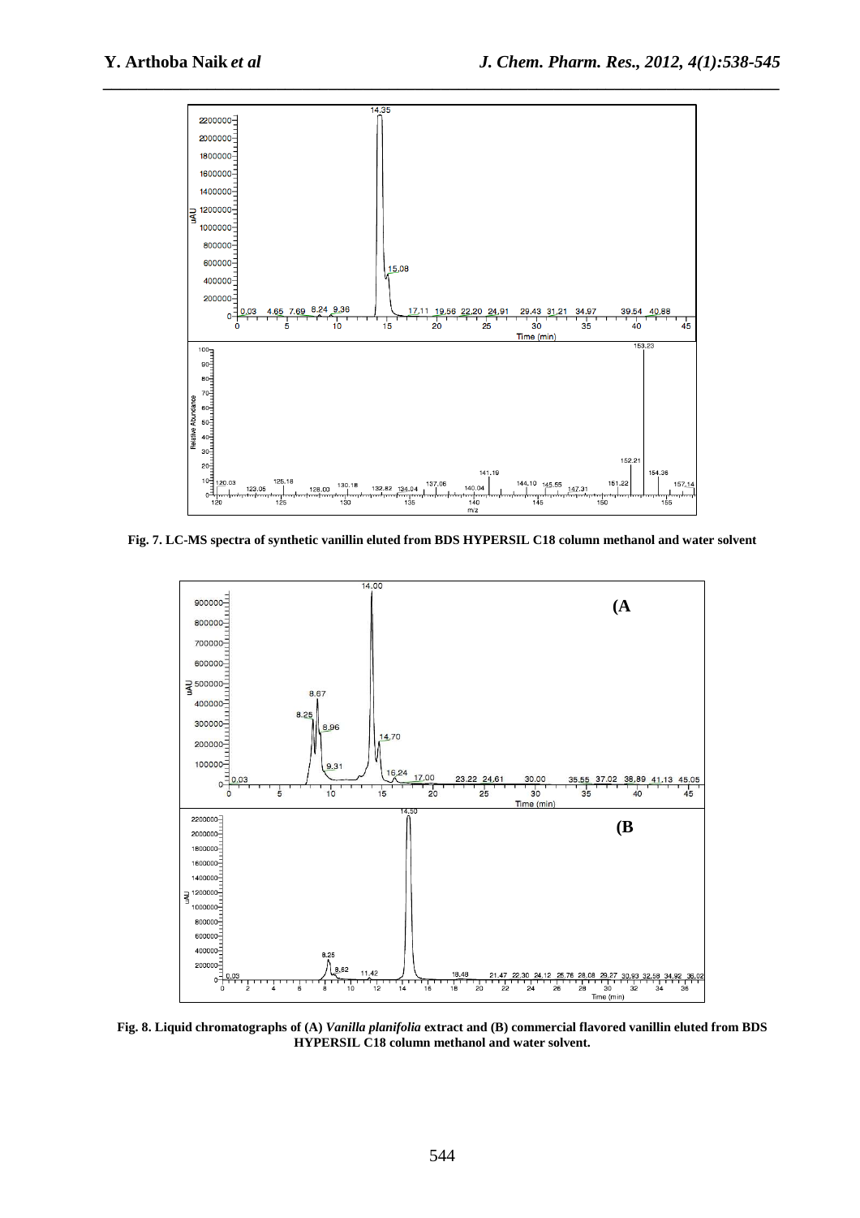**Fig. 7. LC-MS spectra of synthetic vanillin eluted from BDS HYPERSIL C18 column methanol and water solvent**

**Fig. 8. Liquid chromatographs of (A) *Vanilla planifolia* extract and (B) commercial flavored vanillin eluted from BDS HYPERSIL C18 column methanol and water solvent.**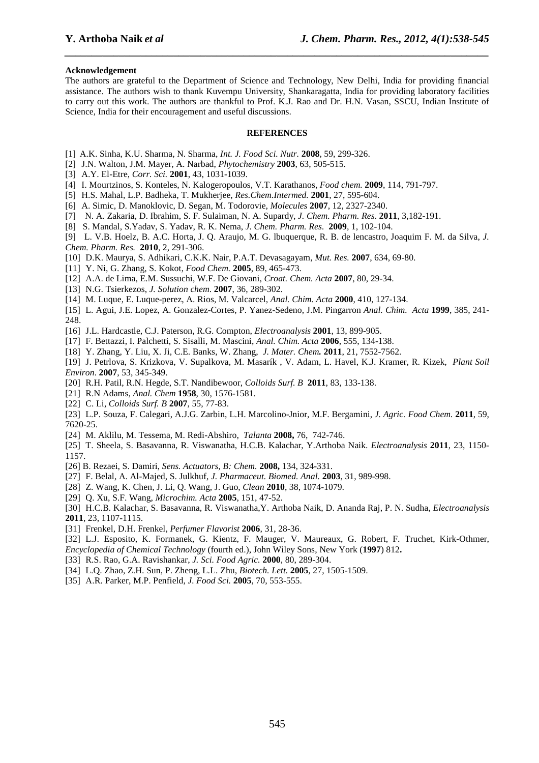**Acknowledgement**

The authors are grateful to the Department of Science and Technology, New Delhi, India for providing financial assistance. The authors wish to thank Kuvempu University, Shankaragatta, India for providing laboratory facilities to carry out this work. The authors are thankful to Prof. K.J. Rao and Dr. H.N. Vasan, SSCU, Indian Institute of Science, India for their encouragement and useful discussions.

## REFERENCES

[1] A.K. Sinha, K.U. Sharma, N. Sharma, *Int. J. Food Sci. Nutr.* **2008**, 59, 299-326.

[2] J.N. Walton, J.M. Mayer, A. Narbad, *Phytochemistry* **2003**, 63, 505-515.

[3] A.Y. El-Etre, *Corr. Sci.* **2001**, 43, 1031-1039.

[4] I. Mourtzinos, S. Konteles, N. Kalogeropoulos, V.T. Karathanos, *Food chem.* **2009**, 114, 791-797.

[5] H.S. Mahal, L.P. Badheka, T. Mukherjee, *Res.Chem.Intermed.* **2001**, 27, 595-604.

[6] A. Simic, D. Manoklovic, D. Segan, M. Todorovie, *Molecules* **2007**, 12, 2327-2340.

[7] N. A. Zakaria, D. Ibrahim, S. F. Sulaiman, N. A. Supardy, *J. Chem. Pharm. Res*. **2011**, 3,182-191.

[8] S. Mandal, S.Yadav, S. Yadav, R. K. Nema, *J. Chem. Pharm. Res*. **2009**, 1, 102-104.

[9] L. V.B. Hoelz, B. A.C. Horta, J. Q. Araujo, M. G. lbuquerque, R. B. de lencastro, Joaquim F. M. da Silva, *J. Chem. Pharm. Res.* **2010**, 2, 291-306.

[10] D.K. Maurya, S. Adhikari, C.K.K. Nair, P.A.T. Devasagayam, *Mut. Res.* **2007**, 634, 69-80.

[11] Y. Ni, G. Zhang, S. Kokot, *Food Chem.* **2005**, 89, 465-473.

[12] A.A. de Lima, E.M. Sussuchi, W.F. De Giovani, *Croat. Chem. Acta* **2007**, 80, 29-34.

[13] N.G. Tsierkezos, *J. Solution chem*. **2007**, 36, 289-302.

[14] M. Luque, E. Luque-perez, A. Rios, M. Valcarcel, *Anal. Chim. Acta* **2000**, 410, 127-134.

[15] L. Agui, J.E. Lopez, A. Gonzalez-Cortes, P. Yanez-Sedeno, J.M. Pingarron *Anal. Chim. Acta* **1999**, 385, 241-248.

[16] J.L. Hardcastle, C.J. Paterson, R.G. Compton, *Electroanalysis* **2001**, 13, 899-905.

[17] F. Bettazzi, I. Palchetti, S. Sisalli, M. Mascini, *Anal. Chim. Acta* **2006**, 555, 134-138.

[18] Y. Zhang, Y. Liu, X. Ji, C.E. Banks, W. Zhang, *J. Mater. Chem.* **2011**, 21, 7552-7562.

[19] J. Petrlova, S. Krizkova, V. Supalkova, M. Masarík , V. Adam, L. Havel, K.J. Kramer, R. Kizek, *Plant Soil Environ*. **2007**, 53, 345-349.

[20] R.H. Patil, R.N. Hegde, S.T. Nandibewoor, *Colloids Surf. B* **2011**, 83, 133-138.

[21] R.N Adams, *Anal. Chem* **1958**, 30, 1576-1581.

[22] C. Li, *Colloids Surf. B* **2007**, 55, 77-83.

[23] L.P. Souza, F. Calegari, A.J.G. Zarbin, L.H. Marcolino-Jnior, M.F. Bergamini, *J. Agric. Food Chem.* **2011**, 59, 7620-25.

[24] M. Aklilu, M. Tessema, M. Redi-Abshiro, *Talanta* **2008,** 76, 742-746.

[25] T. Sheela, S. Basavanna, R. Viswanatha, H.C.B. Kalachar, Y.Arthoba Naik. *Electroanalysis* **2011**, 23, 1150-1157.

[26] B. Rezaei, S. Damiri, *Sens. Actuators, B: Chem.* **2008,** 134, 324-331.

[27] F. Belal, A. Al-Majed, S. Julkhuf, *J. Pharmaceut. Biomed. Anal.* **2003**, 31, 989-998.

[28] Z. Wang, K. Chen, J. Li, Q. Wang, J. Guo, *Clean* **2010**, 38, 1074-1079.

[29] Q. Xu, S.F. Wang, *Microchim. Acta* **2005**, 151, 47-52.

[30] H.C.B. Kalachar, S. Basavanna, R. Viswanatha,Y. Arthoba Naik, D. Ananda Raj, P. N. Sudha, *Electroanalysis* **2011**, 23, 1107-1115.

[31] Frenkel, D.H. Frenkel, *Perfumer Flavorist* **2006**, 31, 28-36.

[32] L.J. Esposito, K. Formanek, G. Kientz, F. Mauger, V. Maureaux, G. Robert, F. Truchet, Kirk-Othmer, *Encyclopedia of Chemical Technology* (fourth ed.), John Wiley Sons, New York (**1997**) 812**.**

[33] R.S. Rao, G.A. Ravishankar, *J. Sci. Food Agric.* **2000**, 80, 289-304.

[34] L.Q. Zhao, Z.H. Sun, P. Zheng, L.L. Zhu, *Biotech. Lett.* **2005**, 27, 1505-1509.

[35] A.R. Parker, M.P. Penfield, *J. Food Sci.* **2005**, 70, 553-555.